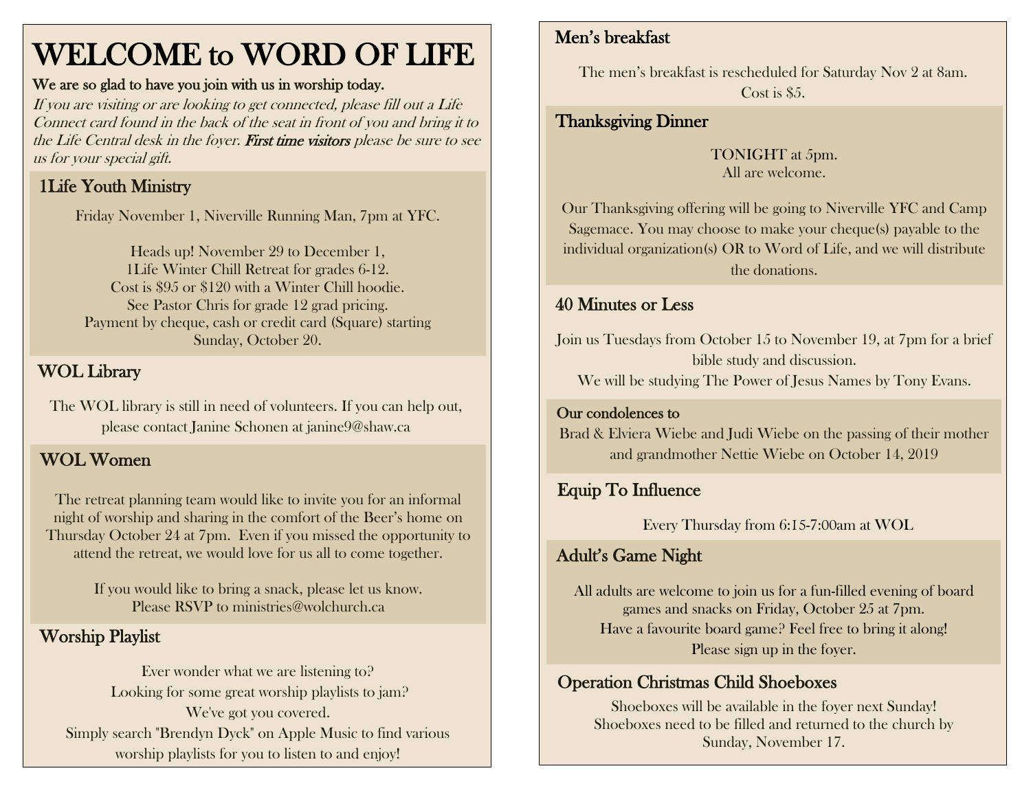# WELCOME to WORD OF LIFE

**We are so glad to have you join with us in worship today.**

*If you are visiting or are looking to get connected, please fill out a Life Connect card found in the back of the seat in front of you and bring it to the Life Central desk in the foyer.* ***First time visitors*** *please be sure to see us for your special gift.*

## 1Life Youth Ministry

Friday November 1, Niverville Running Man, 7pm at YFC.

Heads up! November 29 to December 1,
1Life Winter Chill Retreat for grades 6-12.
Cost is $95 or $120 with a Winter Chill hoodie.
See Pastor Chris for grade 12 grad pricing.
Payment by cheque, cash or credit card (Square) starting Sunday, October 20.

## WOL Library

The WOL library is still in need of volunteers. If you can help out, please contact Janine Schonen at janine9@shaw.ca

## WOL Women

The retreat planning team would like to invite you for an informal night of worship and sharing in the comfort of the Beer's home on Thursday October 24 at 7pm. Even if you missed the opportunity to attend the retreat, we would love for us all to come together.

If you would like to bring a snack, please let us know.
Please RSVP to ministries@wolchurch.ca

## Worship Playlist

Ever wonder what we are listening to?
Looking for some great worship playlists to jam?
We've got you covered.
Simply search "Brendyn Dyck" on Apple Music to find various worship playlists for you to listen to and enjoy!

## Men's breakfast

The men's breakfast is rescheduled for Saturday Nov 2 at 8am.
Cost is $5.

## Thanksgiving Dinner

TONIGHT at 5pm.
All are welcome.

Our Thanksgiving offering will be going to Niverville YFC and Camp Sagemace. You may choose to make your cheque(s) payable to the individual organization(s) OR to Word of Life, and we will distribute the donations.

## 40 Minutes or Less

Join us Tuesdays from October 15 to November 19, at 7pm for a brief bible study and discussion.
We will be studying The Power of Jesus Names by Tony Evans.

### Our condolences to

Brad & Elviera Wiebe and Judi Wiebe on the passing of their mother and grandmother Nettie Wiebe on October 14, 2019

## Equip To Influence

Every Thursday from 6:15-7:00am at WOL

## Adult's Game Night

All adults are welcome to join us for a fun-filled evening of board games and snacks on Friday, October 25 at 7pm.
Have a favourite board game? Feel free to bring it along!
Please sign up in the foyer.

## Operation Christmas Child Shoeboxes

Shoeboxes will be available in the foyer next Sunday!
Shoeboxes need to be filled and returned to the church by Sunday, November 17.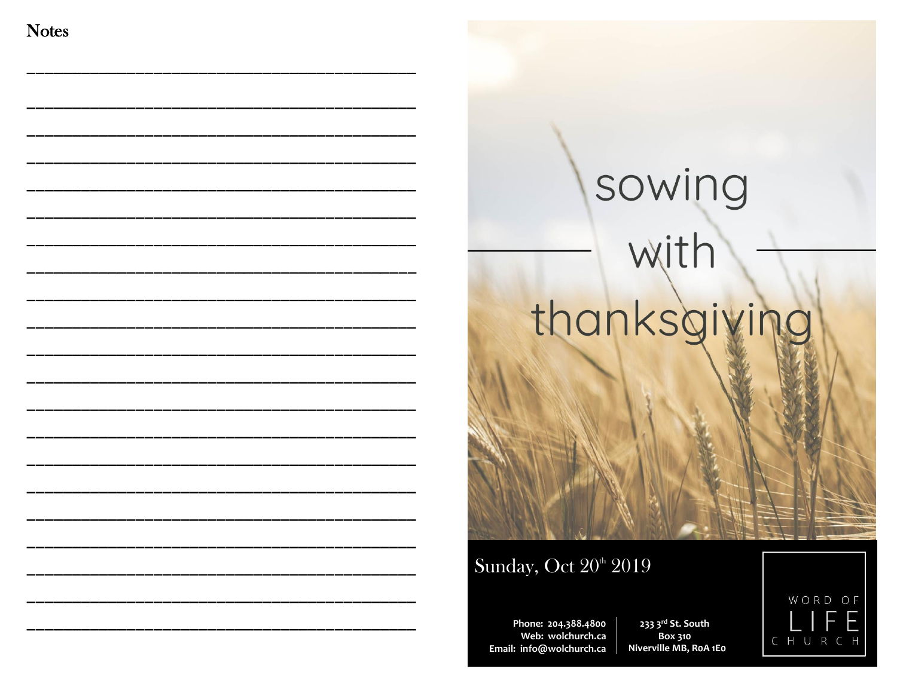## Notes

\_\_\_\_\_\_\_\_\_\_\_\_\_\_\_\_\_\_\_\_\_\_\_\_\_\_\_\_\_\_\_\_\_\_\_\_\_\_\_\_

\_\_\_\_\_\_\_\_\_\_\_\_\_\_\_\_\_\_\_\_\_\_\_\_\_\_\_\_\_\_\_\_\_\_\_\_\_\_\_\_

\_\_\_\_\_\_\_\_\_\_\_\_\_\_\_\_\_\_\_\_\_\_\_\_\_\_\_\_\_\_\_\_\_\_\_\_\_\_\_\_

\_\_\_\_\_\_\_\_\_\_\_\_\_\_\_\_\_\_\_\_\_\_\_\_\_\_\_\_\_\_\_\_\_\_\_\_\_\_\_\_

\_\_\_\_\_\_\_\_\_\_\_\_\_\_\_\_\_\_\_\_\_\_\_\_\_\_\_\_\_\_\_\_\_\_\_\_\_\_\_\_

\_\_\_\_\_\_\_\_\_\_\_\_\_\_\_\_\_\_\_\_\_\_\_\_\_\_\_\_\_\_\_\_\_\_\_\_\_\_\_\_

\_\_\_\_\_\_\_\_\_\_\_\_\_\_\_\_\_\_\_\_\_\_\_\_\_\_\_\_\_\_\_\_\_\_\_\_\_\_\_\_

\_\_\_\_\_\_\_\_\_\_\_\_\_\_\_\_\_\_\_\_\_\_\_\_\_\_\_\_\_\_\_\_\_\_\_\_\_\_\_\_

\_\_\_\_\_\_\_\_\_\_\_\_\_\_\_\_\_\_\_\_\_\_\_\_\_\_\_\_\_\_\_\_\_\_\_\_\_\_\_\_

\_\_\_\_\_\_\_\_\_\_\_\_\_\_\_\_\_\_\_\_\_\_\_\_\_\_\_\_\_\_\_\_\_\_\_\_\_\_\_\_

\_\_\_\_\_\_\_\_\_\_\_\_\_\_\_\_\_\_\_\_\_\_\_\_\_\_\_\_\_\_\_\_\_\_\_\_\_\_\_\_

\_\_\_\_\_\_\_\_\_\_\_\_\_\_\_\_\_\_\_\_\_\_\_\_\_\_\_\_\_\_\_\_\_\_\_\_\_\_\_\_

\_\_\_\_\_\_\_\_\_\_\_\_\_\_\_\_\_\_\_\_\_\_\_\_\_\_\_\_\_\_\_\_\_\_\_\_\_\_\_\_

\_\_\_\_\_\_\_\_\_\_\_\_\_\_\_\_\_\_\_\_\_\_\_\_\_\_\_\_\_\_\_\_\_\_\_\_\_\_\_\_

\_\_\_\_\_\_\_\_\_\_\_\_\_\_\_\_\_\_\_\_\_\_\_\_\_\_\_\_\_\_\_\_\_\_\_\_\_\_\_\_

\_\_\_\_\_\_\_\_\_\_\_\_\_\_\_\_\_\_\_\_\_\_\_\_\_\_\_\_\_\_\_\_\_\_\_\_\_\_\_\_

\_\_\_\_\_\_\_\_\_\_\_\_\_\_\_\_\_\_\_\_\_\_\_\_\_\_\_\_\_\_\_\_\_\_\_\_\_\_\_\_

\_\_\_\_\_\_\_\_\_\_\_\_\_\_\_\_\_\_\_\_\_\_\_\_\_\_\_\_\_\_\_\_\_\_\_\_\_\_\_\_

\_\_\_\_\_\_\_\_\_\_\_\_\_\_\_\_\_\_\_\_\_\_\_\_\_\_\_\_\_\_\_\_\_\_\_\_\_\_\_\_

\_\_\_\_\_\_\_\_\_\_\_\_\_\_\_\_\_\_\_\_\_\_\_\_\_\_\_\_\_\_\_\_\_\_\_\_\_\_\_\_

\_\_\_\_\_\_\_\_\_\_\_\_\_\_\_\_\_\_\_\_\_\_\_\_\_\_\_\_\_\_\_\_\_\_\_\_\_\_\_\_

# sowing with thanksgiving

Sunday, Oct 20th 2019

**Phone: 204.388.4800**
**Web: wolchurch.ca**
**Email: info@wolchurch.ca**

**233 3rd St. South**
**Box 310**
**Niverville MB, R0A 1E0**

WORD OF LIFE CHURCH